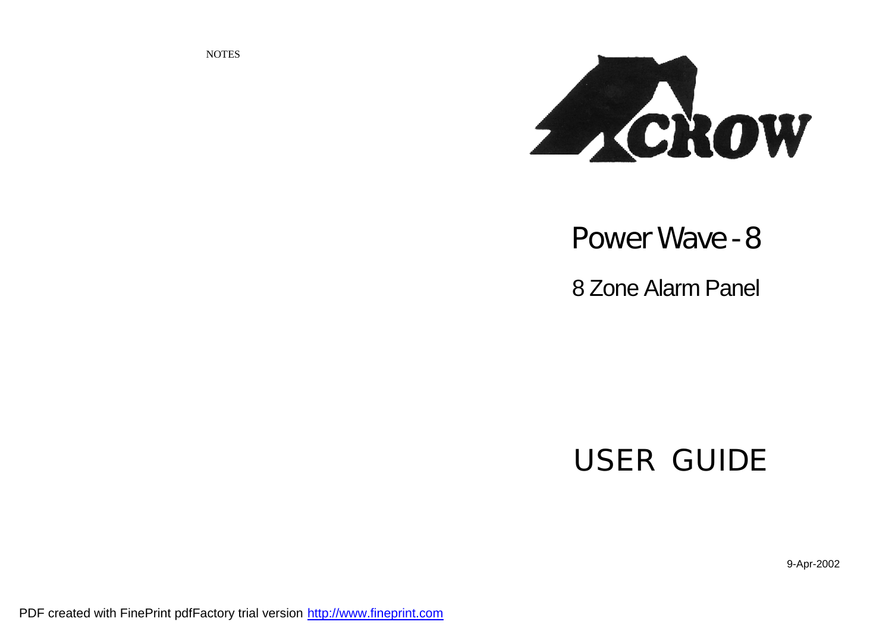NOTES

CROW

# Power Wave - 8

## 8 Zone Alarm Panel

# USER GUIDE

9-Apr-2002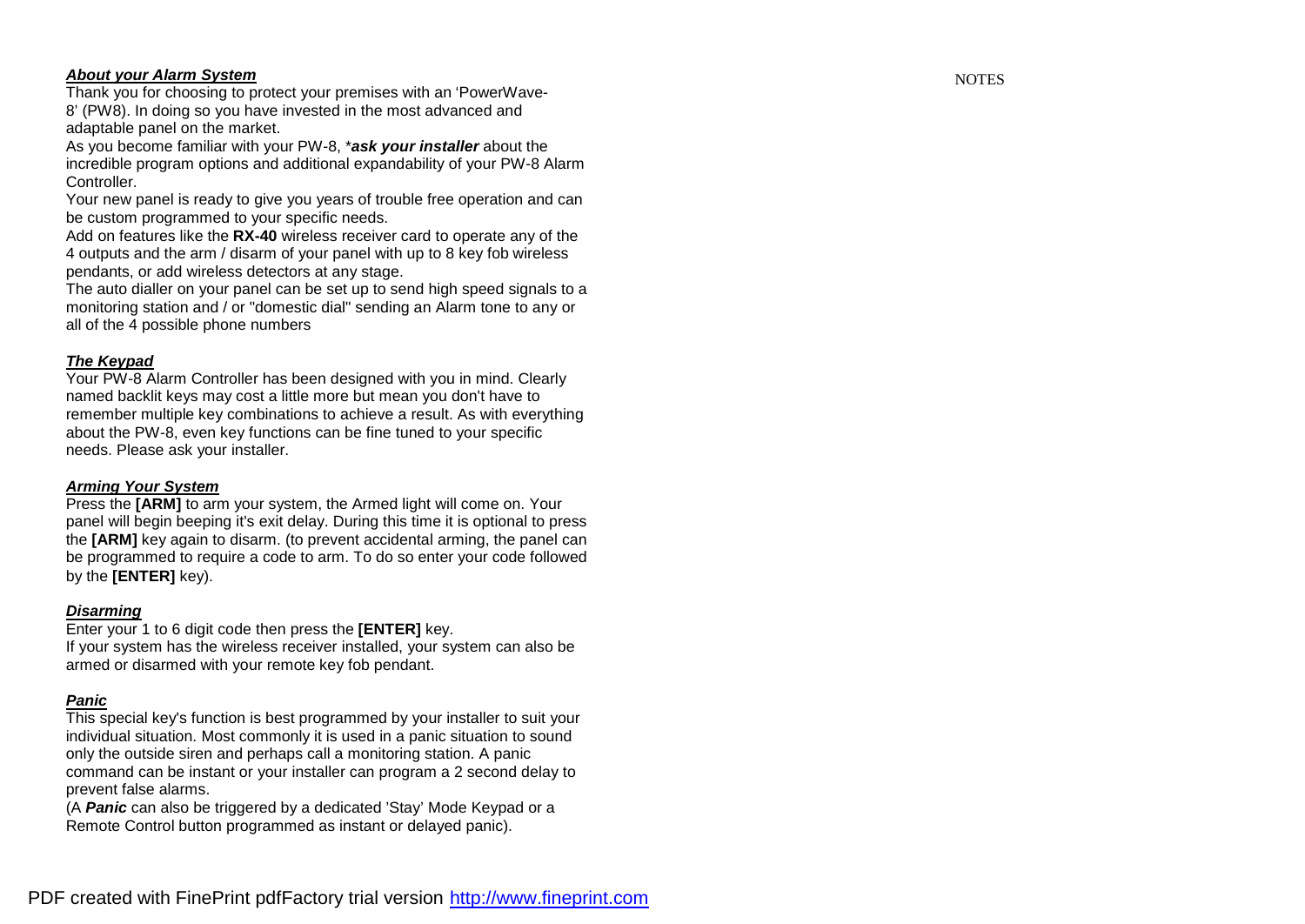***About your Alarm System***

Thank you for choosing to protect your premises with an 'PowerWave-8' (PW8). In doing so you have invested in the most advanced and adaptable panel on the market.

As you become familiar with your PW-8, \****ask your installer*** about the incredible program options and additional expandability of your PW-8 Alarm Controller.

Your new panel is ready to give you years of trouble free operation and can be custom programmed to your specific needs.

Add on features like the **RX-40** wireless receiver card to operate any of the 4 outputs and the arm / disarm of your panel with up to 8 key fob wireless pendants, or add wireless detectors at any stage.

The auto dialler on your panel can be set up to send high speed signals to a monitoring station and / or "domestic dial" sending an Alarm tone to any or all of the 4 possible phone numbers

***The Keypad***

Your PW-8 Alarm Controller has been designed with you in mind. Clearly named backlit keys may cost a little more but mean you don't have to remember multiple key combinations to achieve a result. As with everything about the PW-8, even key functions can be fine tuned to your specific needs. Please ask your installer.

***Arming Your System***

Press the **[ARM]** to arm your system, the Armed light will come on. Your panel will begin beeping it's exit delay. During this time it is optional to press the **[ARM]** key again to disarm. (to prevent accidental arming, the panel can be programmed to require a code to arm. To do so enter your code followed by the **[ENTER]** key).

***Disarming***

Enter your 1 to 6 digit code then press the **[ENTER]** key.
If your system has the wireless receiver installed, your system can also be armed or disarmed with your remote key fob pendant.

***Panic***

This special key's function is best programmed by your installer to suit your individual situation. Most commonly it is used in a panic situation to sound only the outside siren and perhaps call a monitoring station. A panic command can be instant or your installer can program a 2 second delay to prevent false alarms.

(A ***Panic*** can also be triggered by a dedicated 'Stay' Mode Keypad or a Remote Control button programmed as instant or delayed panic).

NOTES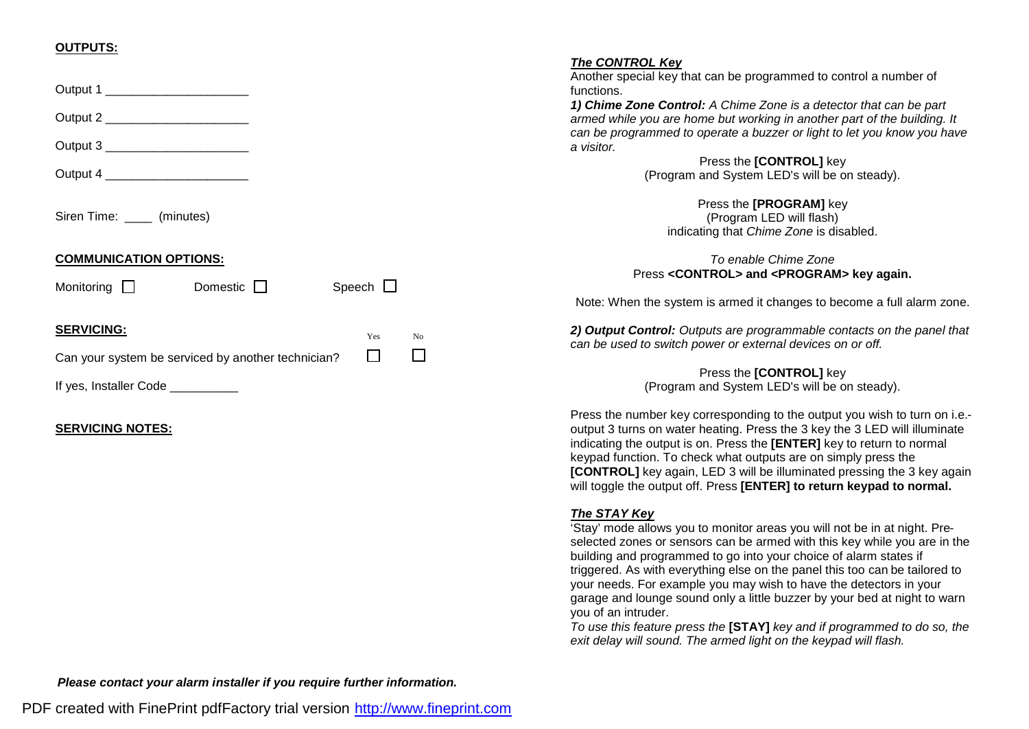**OUTPUTS:**

Output 1 ____________________

Output 2 ____________________

Output 3 ____________________

Output 4 ____________________

Siren Time: ____ (minutes)

**COMMUNICATION OPTIONS:**

Monitoring ☐ Domestic ☐ Speech ☐

**SERVICING:**

| | Yes | No |
|---|---|---|
| Can your system be serviced by another technician? | ☐ | ☐ |

If yes, Installer Code __________

**SERVICING NOTES:**

***Please contact your alarm installer if you require further information.***

***The CONTROL Key***

Another special key that can be programmed to control a number of functions.

***1) Chime Zone Control:*** *A Chime Zone is a detector that can be part armed while you are home but working in another part of the building. It can be programmed to operate a buzzer or light to let you know you have a visitor.*

Press the **[CONTROL]** key
(Program and System LED's will be on steady).

Press the **[PROGRAM]** key
(Program LED will flash)
indicating that *Chime Zone* is disabled.

*To enable Chime Zone*
Press **<CONTROL> and <PROGRAM> key again.**

Note: When the system is armed it changes to become a full alarm zone.

***2) Output Control:*** *Outputs are programmable contacts on the panel that can be used to switch power or external devices on or off.*

Press the **[CONTROL]** key
(Program and System LED's will be on steady).

Press the number key corresponding to the output you wish to turn on i.e.- output 3 turns on water heating. Press the 3 key the 3 LED will illuminate indicating the output is on. Press the **[ENTER]** key to return to normal keypad function. To check what outputs are on simply press the **[CONTROL]** key again, LED 3 will be illuminated pressing the 3 key again will toggle the output off. Press **[ENTER] to return keypad to normal.**

***The STAY Key***

'Stay' mode allows you to monitor areas you will not be in at night. Pre-selected zones or sensors can be armed with this key while you are in the building and programmed to go into your choice of alarm states if triggered. As with everything else on the panel this too can be tailored to your needs. For example you may wish to have the detectors in your garage and lounge sound only a little buzzer by your bed at night to warn you of an intruder.

*To use this feature press the* **[STAY]** *key and if programmed to do so, the exit delay will sound. The armed light on the keypad will flash.*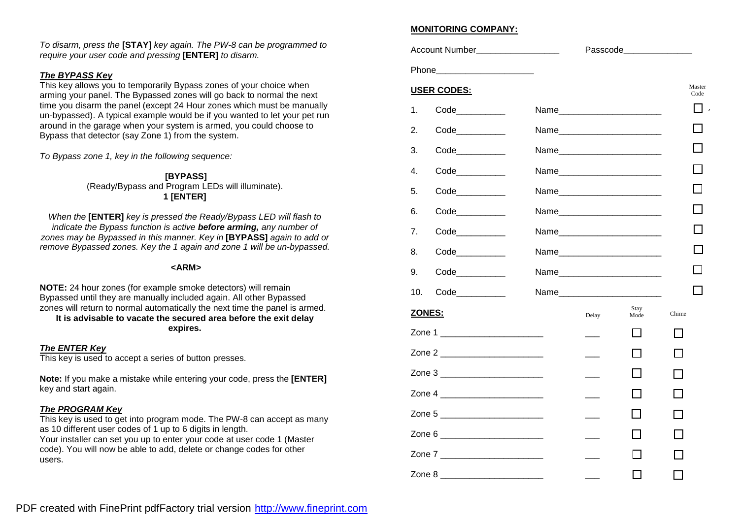*To disarm, press the* **[STAY]** *key again. The PW-8 can be programmed to require your user code and pressing* **[ENTER]** *to disarm.*

***The BYPASS Key***

This key allows you to temporarily Bypass zones of your choice when arming your panel. The Bypassed zones will go back to normal the next time you disarm the panel (except 24 Hour zones which must be manually un-bypassed). A typical example would be if you wanted to let your pet run around in the garage when your system is armed, you could choose to Bypass that detector (say Zone 1) from the system.

*To Bypass zone 1, key in the following sequence:*

**[BYPASS]**
(Ready/Bypass and Program LEDs will illuminate).
**1 [ENTER]**

*When the* **[ENTER]** *key is pressed the Ready/Bypass LED will flash to indicate the Bypass function is active* ***before arming,*** *any number of zones may be Bypassed in this manner. Key in* **[BYPASS]** *again to add or remove Bypassed zones. Key the 1 again and zone 1 will be un-bypassed.*

**<ARM>**

**NOTE:** 24 hour zones (for example smoke detectors) will remain Bypassed until they are manually included again. All other Bypassed zones will return to normal automatically the next time the panel is armed.
**It is advisable to vacate the secured area before the exit delay expires.**

***The ENTER Key***

This key is used to accept a series of button presses.

**Note:** If you make a mistake while entering your code, press the **[ENTER]** key and start again.

***The PROGRAM Key***

This key is used to get into program mode. The PW-8 can accept as many as 10 different user codes of 1 up to 6 digits in length.
Your installer can set you up to enter your code at user code 1 (Master code). You will now be able to add, delete or change codes for other users.

**MONITORING COMPANY:**

Account Number_________________ Passcode______________

Phone____________________

**USER CODES:**

| # | Code | Name | Master Code |
|---|---|---|---|
| 1. | Code__________ | Name____________________ | ☐ |
| 2. | Code__________ | Name____________________ | ☐ |
| 3. | Code__________ | Name____________________ | ☐ |
| 4. | Code__________ | Name____________________ | ☐ |
| 5. | Code__________ | Name____________________ | ☐ |
| 6. | Code__________ | Name____________________ | ☐ |
| 7. | Code__________ | Name____________________ | ☐ |
| 8. | Code__________ | Name____________________ | ☐ |
| 9. | Code__________ | Name____________________ | ☐ |
| 10. | Code__________ | Name____________________ | ☐ |

**ZONES:**

| Zone | Delay | Stay Mode | Chime |
|---|---|---|---|
| Zone 1 ____________________ | ___ | ☐ | ☐ |
| Zone 2 ____________________ | ___ | ☐ | ☐ |
| Zone 3 ____________________ | ___ | ☐ | ☐ |
| Zone 4 ____________________ | ___ | ☐ | ☐ |
| Zone 5 ____________________ | ___ | ☐ | ☐ |
| Zone 6 ____________________ | ___ | ☐ | ☐ |
| Zone 7 ____________________ | ___ | ☐ | ☐ |
| Zone 8 ____________________ | ___ | ☐ | ☐ |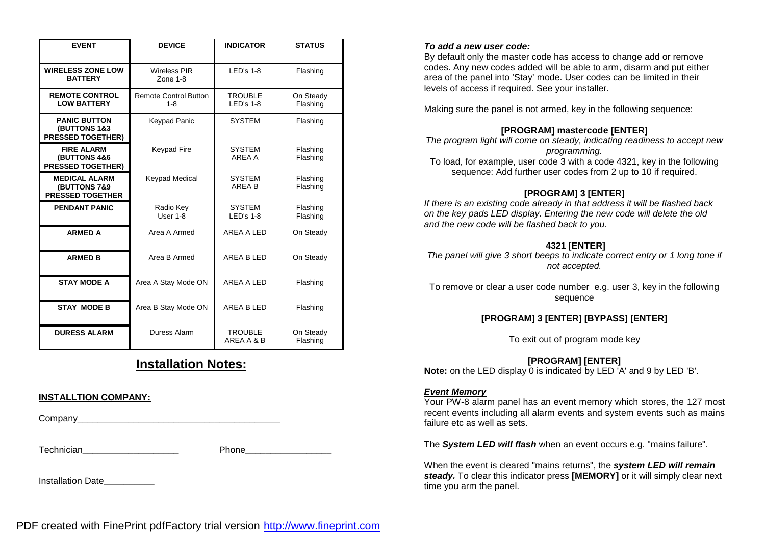| EVENT | DEVICE | INDICATOR | STATUS |
| --- | --- | --- | --- |
| **WIRELESS ZONE LOW BATTERY** | Wireless PIR Zone 1-8 | LED's 1-8 | Flashing |
| **REMOTE CONTROL LOW BATTERY** | Remote Control Button 1-8 | TROUBLE LED's 1-8 | On Steady Flashing |
| **PANIC BUTTON (BUTTONS 1&3 PRESSED TOGETHER)** | Keypad Panic | SYSTEM | Flashing |
| **FIRE ALARM (BUTTONS 4&6 PRESSED TOGETHER)** | Keypad Fire | SYSTEM AREA A | Flashing Flashing |
| **MEDICAL ALARM (BUTTONS 7&9 PRESSED TOGETHER** | Keypad Medical | SYSTEM AREA B | Flashing Flashing |
| **PENDANT PANIC** | Radio Key User 1-8 | SYSTEM LED's 1-8 | Flashing Flashing |
| **ARMED A** | Area A Armed | AREA A LED | On Steady |
| **ARMED B** | Area B Armed | AREA B LED | On Steady |
| **STAY MODE A** | Area A Stay Mode ON | AREA A LED | Flashing |
| **STAY MODE B** | Area B Stay Mode ON | AREA B LED | Flashing |
| **DURESS ALARM** | Duress Alarm | TROUBLE AREA A & B | On Steady Flashing |

## Installation Notes:

**INSTALLTION COMPANY:**

Company________________________________________

Technician___________________ Phone_________________

Installation Date__________

***To add a new user code:***

By default only the master code has access to change add or remove codes. Any new codes added will be able to arm, disarm and put either area of the panel into 'Stay' mode. User codes can be limited in their levels of access if required. See your installer.

Making sure the panel is not armed, key in the following sequence:

**[PROGRAM] mastercode [ENTER]**

*The program light will come on steady, indicating readiness to accept new programming.*

To load, for example, user code 3 with a code 4321, key in the following sequence: Add further user codes from 2 up to 10 if required.

**[PROGRAM] 3 [ENTER]**

*If there is an existing code already in that address it will be flashed back on the key pads LED display. Entering the new code will delete the old and the new code will be flashed back to you.*

**4321 [ENTER]**

*The panel will give 3 short beeps to indicate correct entry or 1 long tone if not accepted.*

To remove or clear a user code number e.g. user 3, key in the following sequence

**[PROGRAM] 3 [ENTER] [BYPASS] [ENTER]**

To exit out of program mode key

**[PROGRAM] [ENTER]**

**Note:** on the LED display 0 is indicated by LED 'A' and 9 by LED 'B'.

***Event Memory***

Your PW-8 alarm panel has an event memory which stores, the 127 most recent events including all alarm events and system events such as mains failure etc as well as sets.

The ***System LED will flash*** when an event occurs e.g. "mains failure".

When the event is cleared "mains returns", the ***system LED will remain steady.*** To clear this indicator press **[MEMORY]** or it will simply clear next time you arm the panel.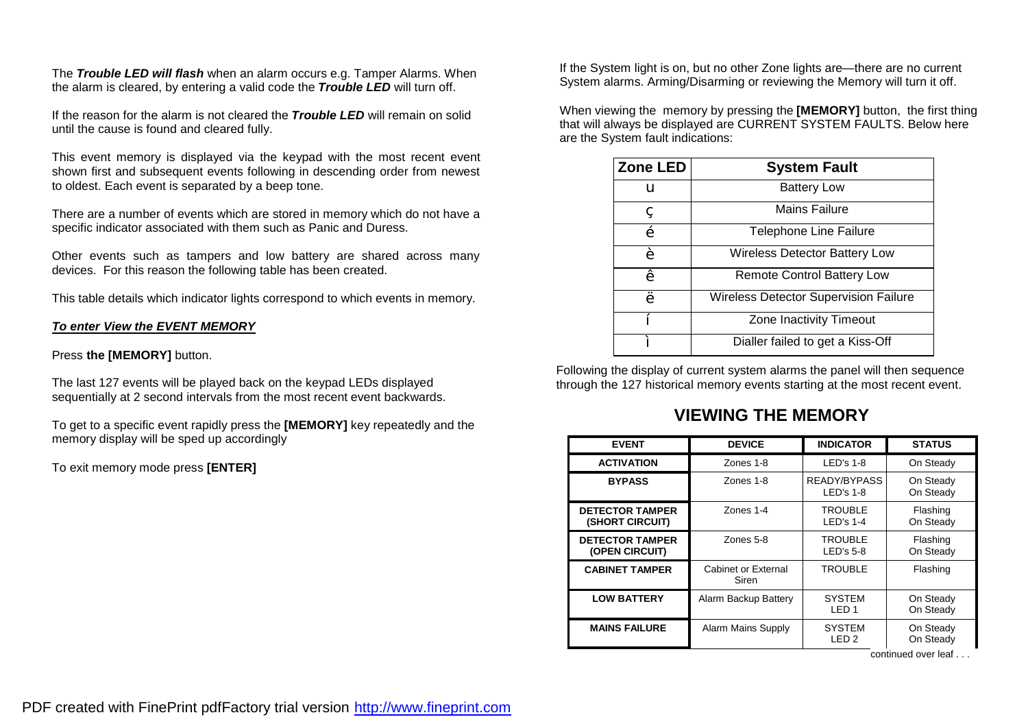The ***Trouble LED will flash*** when an alarm occurs e.g. Tamper Alarms. When the alarm is cleared, by entering a valid code the ***Trouble LED*** will turn off.

If the reason for the alarm is not cleared the ***Trouble LED*** will remain on solid until the cause is found and cleared fully.

This event memory is displayed via the keypad with the most recent event shown first and subsequent events following in descending order from newest to oldest. Each event is separated by a beep tone.

There are a number of events which are stored in memory which do not have a specific indicator associated with them such as Panic and Duress.

Other events such as tampers and low battery are shared across many devices. For this reason the following table has been created.

This table details which indicator lights correspond to which events in memory.

***To enter View the EVENT MEMORY***

Press **the [MEMORY]** button.

The last 127 events will be played back on the keypad LEDs displayed sequentially at 2 second intervals from the most recent event backwards.

To get to a specific event rapidly press the **[MEMORY]** key repeatedly and the memory display will be sped up accordingly

To exit memory mode press **[ENTER]**

If the System light is on, but no other Zone lights are—there are no current System alarms. Arming/Disarming or reviewing the Memory will turn it off.

When viewing the memory by pressing the **[MEMORY]** button, the first thing that will always be displayed are CURRENT SYSTEM FAULTS. Below here are the System fault indications:

| Zone LED | System Fault |
|---|---|
| u | Battery Low |
| ç | Mains Failure |
| é | Telephone Line Failure |
| è | Wireless Detector Battery Low |
| ê | Remote Control Battery Low |
| ë | Wireless Detector Supervision Failure |
| í | Zone Inactivity Timeout |
| ì | Dialler failed to get a Kiss-Off |

Following the display of current system alarms the panel will then sequence through the 127 historical memory events starting at the most recent event.

## VIEWING THE MEMORY

| EVENT | DEVICE | INDICATOR | STATUS |
|---|---|---|---|
| **ACTIVATION** | Zones 1-8 | LED's 1-8 | On Steady |
| **BYPASS** | Zones 1-8 | READY/BYPASS<br>LED's 1-8 | On Steady<br>On Steady |
| **DETECTOR TAMPER (SHORT CIRCUIT)** | Zones 1-4 | TROUBLE<br>LED's 1-4 | Flashing<br>On Steady |
| **DETECTOR TAMPER (OPEN CIRCUIT)** | Zones 5-8 | TROUBLE<br>LED's 5-8 | Flashing<br>On Steady |
| **CABINET TAMPER** | Cabinet or External Siren | TROUBLE | Flashing |
| **LOW BATTERY** | Alarm Backup Battery | SYSTEM<br>LED 1 | On Steady<br>On Steady |
| **MAINS FAILURE** | Alarm Mains Supply | SYSTEM<br>LED 2 | On Steady<br>On Steady |

continued over leaf . . .